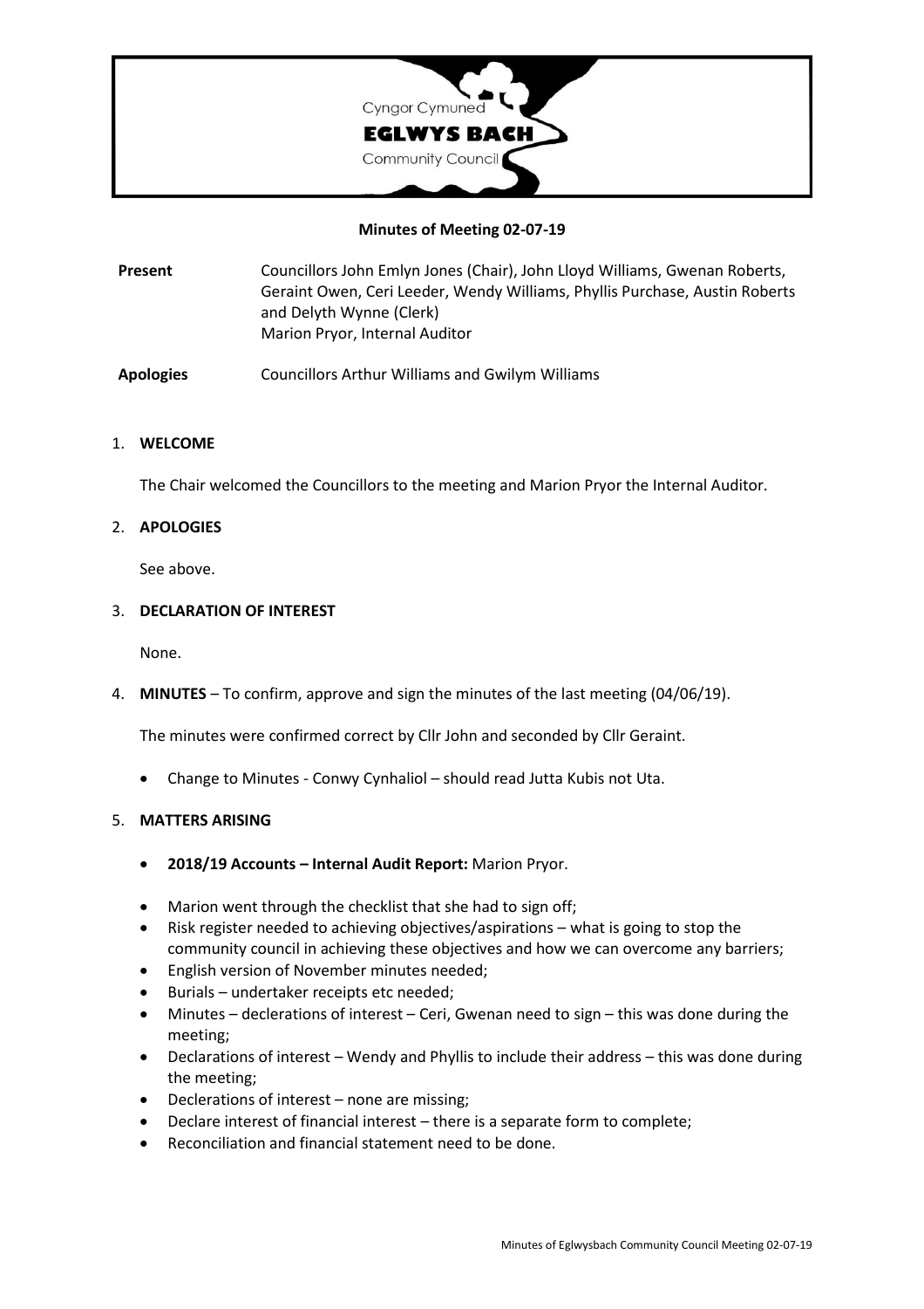Cyngor Cymuned

**EGLWYS BACH**

Community Council

**Minutes of Meeting 02-07-19**

| | |
|---|---|
| **Present** | Councillors John Emlyn Jones (Chair), John Lloyd Williams, Gwenan Roberts, Geraint Owen, Ceri Leeder, Wendy Williams, Phyllis Purchase, Austin Roberts and Delyth Wynne (Clerk)<br>Marion Pryor, Internal Auditor |
| **Apologies** | Councillors Arthur Williams and Gwilym Williams |

1. **WELCOME**

   The Chair welcomed the Councillors to the meeting and Marion Pryor the Internal Auditor.

2. **APOLOGIES**

   See above.

3. **DECLARATION OF INTEREST**

   None.

4. **MINUTES** – To confirm, approve and sign the minutes of the last meeting (04/06/19).

   The minutes were confirmed correct by Cllr John and seconded by Cllr Geraint.

   - Change to Minutes - Conwy Cynhaliol – should read Jutta Kubis not Uta.

5. **MATTERS ARISING**

   - **2018/19 Accounts – Internal Audit Report:** Marion Pryor.

   - Marion went through the checklist that she had to sign off;
   - Risk register needed to achieving objectives/aspirations – what is going to stop the community council in achieving these objectives and how we can overcome any barriers;
   - English version of November minutes needed;
   - Burials – undertaker receipts etc needed;
   - Minutes – declerations of interest – Ceri, Gwenan need to sign – this was done during the meeting;
   - Declarations of interest – Wendy and Phyllis to include their address – this was done during the meeting;
   - Declerations of interest – none are missing;
   - Declare interest of financial interest – there is a separate form to complete;
   - Reconciliation and financial statement need to be done.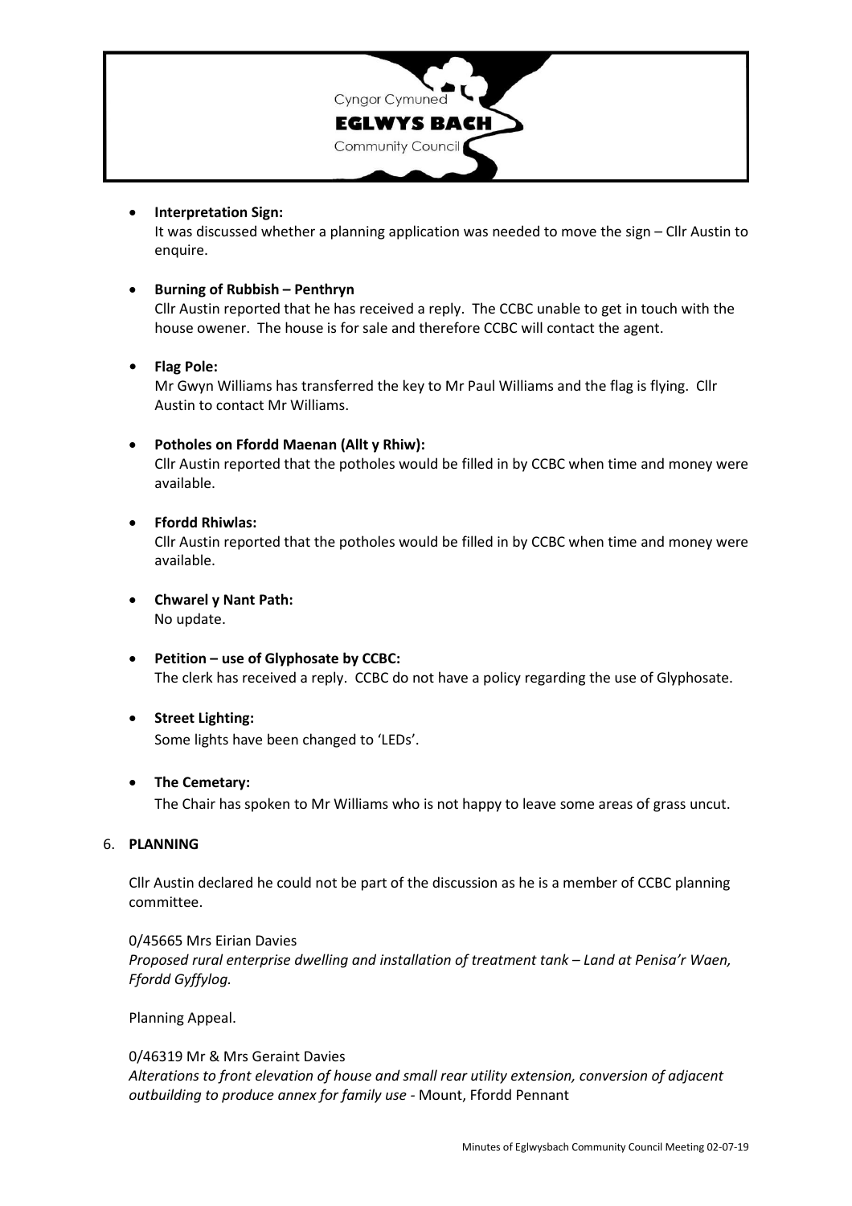- **Interpretation Sign:**
  It was discussed whether a planning application was needed to move the sign – Cllr Austin to enquire.

- **Burning of Rubbish – Penthryn**
  Cllr Austin reported that he has received a reply. The CCBC unable to get in touch with the house owener. The house is for sale and therefore CCBC will contact the agent.

- **Flag Pole:**
  Mr Gwyn Williams has transferred the key to Mr Paul Williams and the flag is flying. Cllr Austin to contact Mr Williams.

- **Potholes on Ffordd Maenan (Allt y Rhiw):**
  Cllr Austin reported that the potholes would be filled in by CCBC when time and money were available.

- **Ffordd Rhiwlas:**
  Cllr Austin reported that the potholes would be filled in by CCBC when time and money were available.

- **Chwarel y Nant Path:**
  No update.

- **Petition – use of Glyphosate by CCBC:**
  The clerk has received a reply. CCBC do not have a policy regarding the use of Glyphosate.

- **Street Lighting:**
  Some lights have been changed to 'LEDs'.

- **The Cemetary:**
  The Chair has spoken to Mr Williams who is not happy to leave some areas of grass uncut.

6. **PLANNING**

Cllr Austin declared he could not be part of the discussion as he is a member of CCBC planning committee.

0/45665 Mrs Eirian Davies
*Proposed rural enterprise dwelling and installation of treatment tank – Land at Penisa'r Waen, Ffordd Gyffylog.*

Planning Appeal.

0/46319 Mr & Mrs Geraint Davies
*Alterations to front elevation of house and small rear utility extension, conversion of adjacent outbuilding to produce annex for family use* - Mount, Ffordd Pennant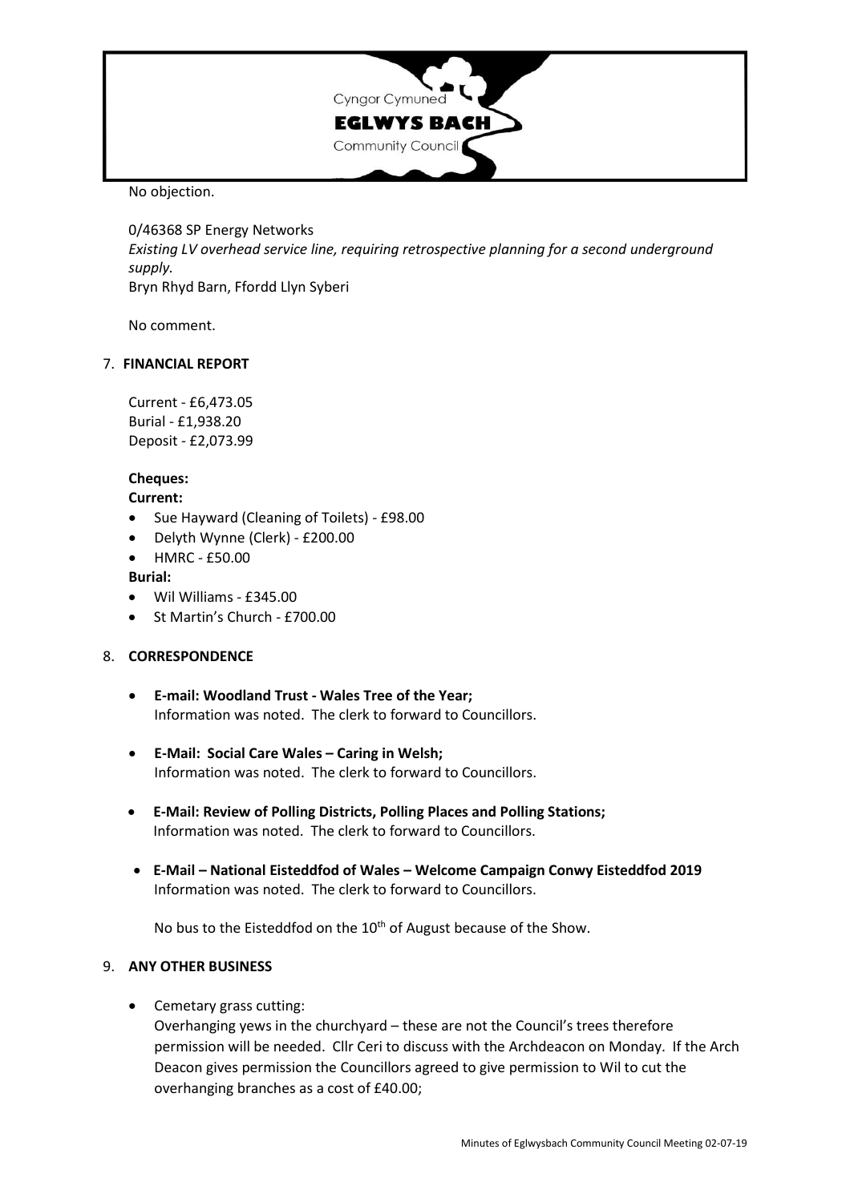No objection.

0/46368 SP Energy Networks
*Existing LV overhead service line, requiring retrospective planning for a second underground supply.*
Bryn Rhyd Barn, Ffordd Llyn Syberi

No comment.

## 7. FINANCIAL REPORT

Current - £6,473.05
Burial - £1,938.20
Deposit - £2,073.99

**Cheques:**

**Current:**

- Sue Hayward (Cleaning of Toilets) - £98.00
- Delyth Wynne (Clerk) - £200.00
- HMRC - £50.00

**Burial:**

- Wil Williams - £345.00
- St Martin's Church - £700.00

## 8. CORRESPONDENCE

- **E-mail: Woodland Trust - Wales Tree of the Year;**
  Information was noted. The clerk to forward to Councillors.

- **E-Mail: Social Care Wales – Caring in Welsh;**
  Information was noted. The clerk to forward to Councillors.

- **E-Mail: Review of Polling Districts, Polling Places and Polling Stations;**
  Information was noted. The clerk to forward to Councillors.

- **E-Mail – National Eisteddfod of Wales – Welcome Campaign Conwy Eisteddfod 2019**
  Information was noted. The clerk to forward to Councillors.

  No bus to the Eisteddfod on the 10th of August because of the Show.

## 9. ANY OTHER BUSINESS

- Cemetary grass cutting:
  Overhanging yews in the churchyard – these are not the Council's trees therefore permission will be needed. Cllr Ceri to discuss with the Archdeacon on Monday. If the Arch Deacon gives permission the Councillors agreed to give permission to Wil to cut the overhanging branches as a cost of £40.00;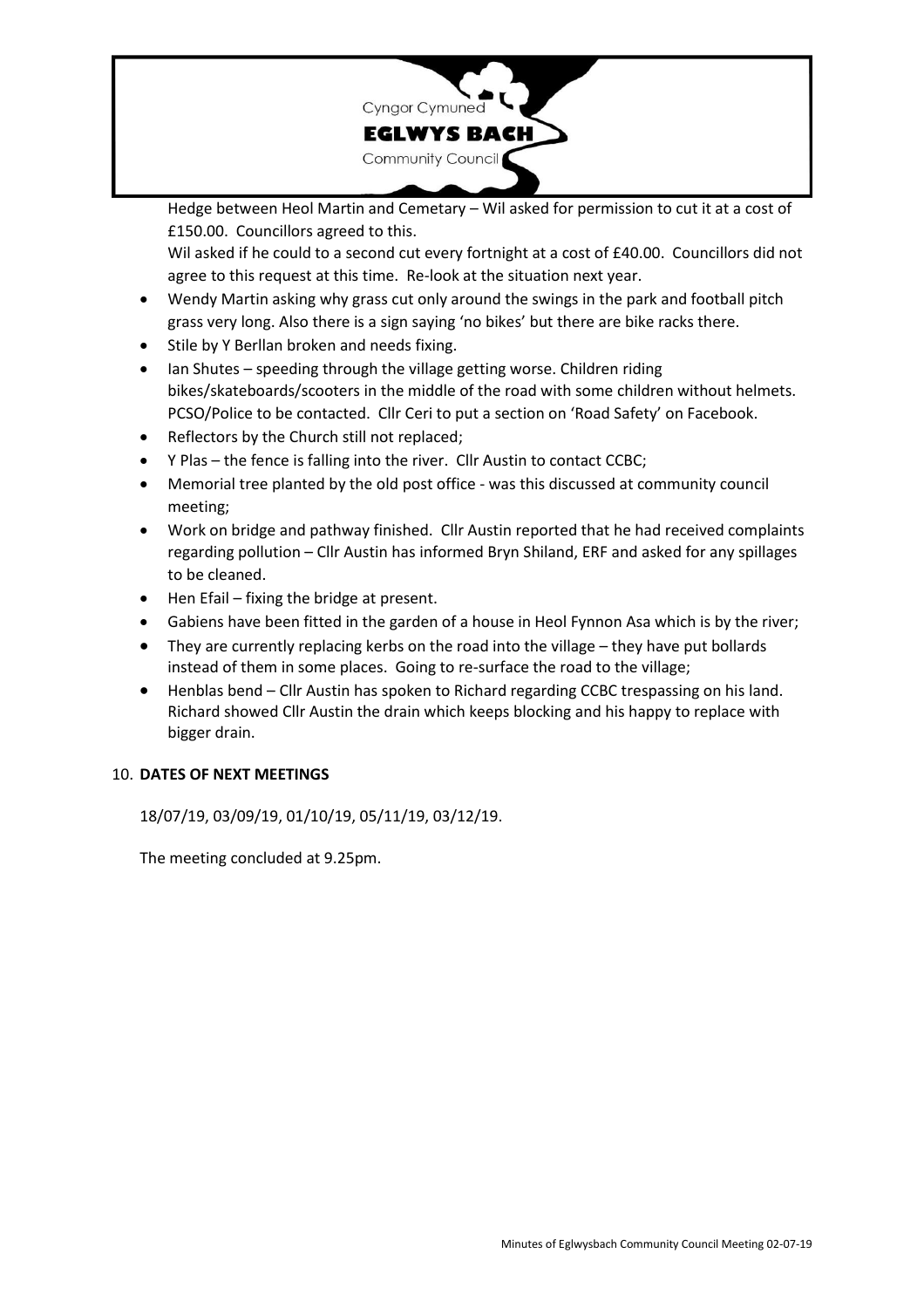Hedge between Heol Martin and Cemetary – Wil asked for permission to cut it at a cost of £150.00. Councillors agreed to this.

Wil asked if he could to a second cut every fortnight at a cost of £40.00. Councillors did not agree to this request at this time. Re-look at the situation next year.

- Wendy Martin asking why grass cut only around the swings in the park and football pitch grass very long. Also there is a sign saying 'no bikes' but there are bike racks there.
- Stile by Y Berllan broken and needs fixing.
- Ian Shutes – speeding through the village getting worse. Children riding bikes/skateboards/scooters in the middle of the road with some children without helmets. PCSO/Police to be contacted. Cllr Ceri to put a section on 'Road Safety' on Facebook.
- Reflectors by the Church still not replaced;
- Y Plas – the fence is falling into the river. Cllr Austin to contact CCBC;
- Memorial tree planted by the old post office - was this discussed at community council meeting;
- Work on bridge and pathway finished. Cllr Austin reported that he had received complaints regarding pollution – Cllr Austin has informed Bryn Shiland, ERF and asked for any spillages to be cleaned.
- Hen Efail – fixing the bridge at present.
- Gabiens have been fitted in the garden of a house in Heol Fynnon Asa which is by the river;
- They are currently replacing kerbs on the road into the village – they have put bollards instead of them in some places. Going to re-surface the road to the village;
- Henblas bend – Cllr Austin has spoken to Richard regarding CCBC trespassing on his land. Richard showed Cllr Austin the drain which keeps blocking and his happy to replace with bigger drain.

10. **DATES OF NEXT MEETINGS**

18/07/19, 03/09/19, 01/10/19, 05/11/19, 03/12/19.

The meeting concluded at 9.25pm.